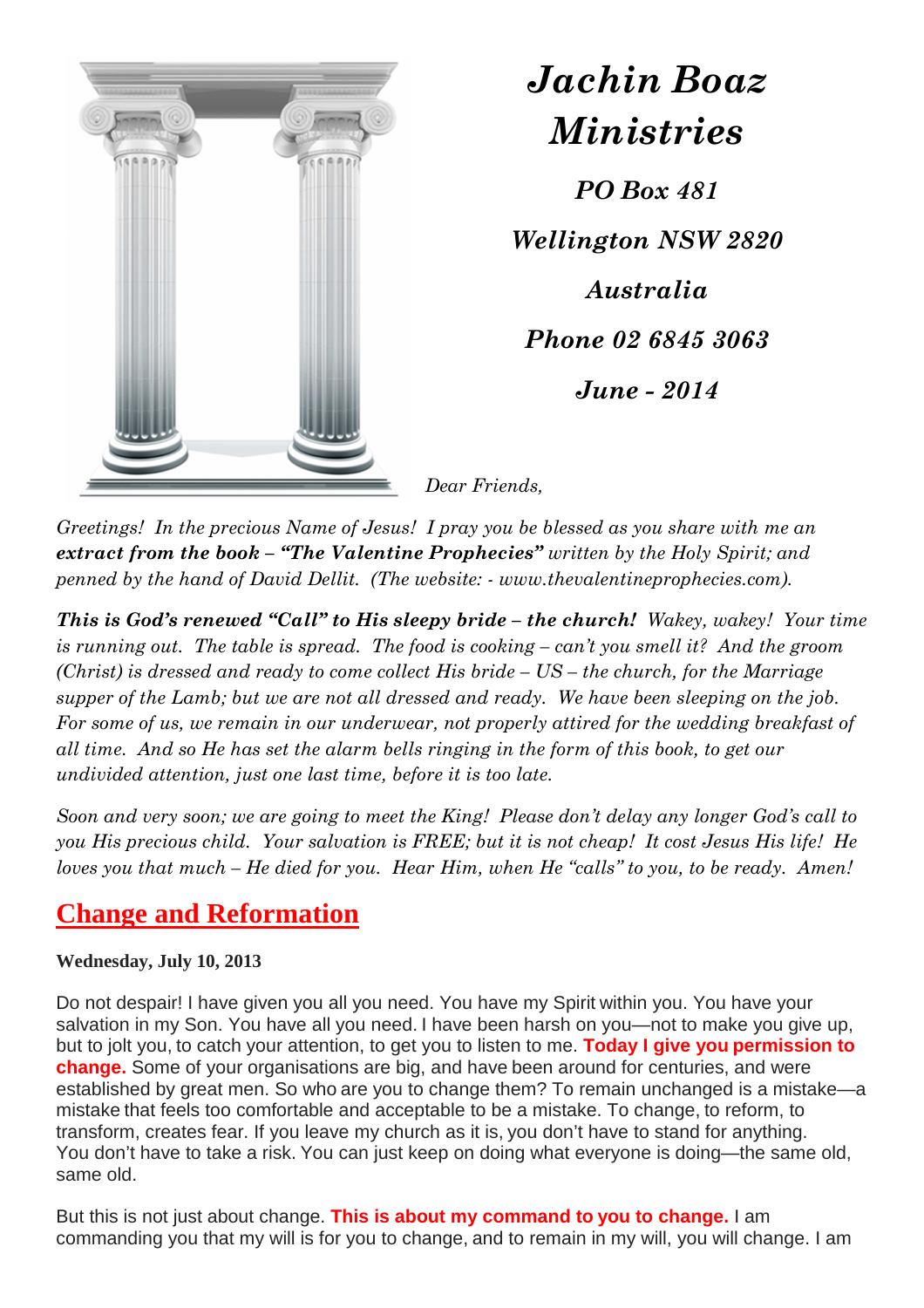# *Jachin Boaz Ministries*

*PO Box 481*

*Wellington NSW 2820*

*Australia*

*Phone 02 6845 3063*

*June - 2014*

*Dear Friends,*

*Greetings! In the precious Name of Jesus! I pray you be blessed as you share with me an* ***extract from the book – "The Valentine Prophecies"*** *written by the Holy Spirit; and penned by the hand of David Dellit. (The website: - www.thevalentineprophecies.com).*

***This is God's renewed "Call" to His sleepy bride – the church!*** *Wakey, wakey! Your time is running out. The table is spread. The food is cooking – can't you smell it? And the groom (Christ) is dressed and ready to come collect His bride – US – the church, for the Marriage supper of the Lamb; but we are not all dressed and ready. We have been sleeping on the job. For some of us, we remain in our underwear, not properly attired for the wedding breakfast of all time. And so He has set the alarm bells ringing in the form of this book, to get our undivided attention, just one last time, before it is too late.*

*Soon and very soon; we are going to meet the King! Please don't delay any longer God's call to you His precious child. Your salvation is FREE; but it is not cheap! It cost Jesus His life! He loves you that much – He died for you. Hear Him, when He "calls" to you, to be ready. Amen!*

## Change and Reformation

**Wednesday, July 10, 2013**

Do not despair! I have given you all you need. You have my Spirit within you. You have your salvation in my Son. You have all you need. I have been harsh on you—not to make you give up, but to jolt you, to catch your attention, to get you to listen to me. **Today I give you permission to change.** Some of your organisations are big, and have been around for centuries, and were established by great men. So who are you to change them? To remain unchanged is a mistake—a mistake that feels too comfortable and acceptable to be a mistake. To change, to reform, to transform, creates fear. If you leave my church as it is, you don't have to stand for anything. You don't have to take a risk. You can just keep on doing what everyone is doing—the same old, same old.

But this is not just about change. **This is about my command to you to change.** I am commanding you that my will is for you to change, and to remain in my will, you will change. I am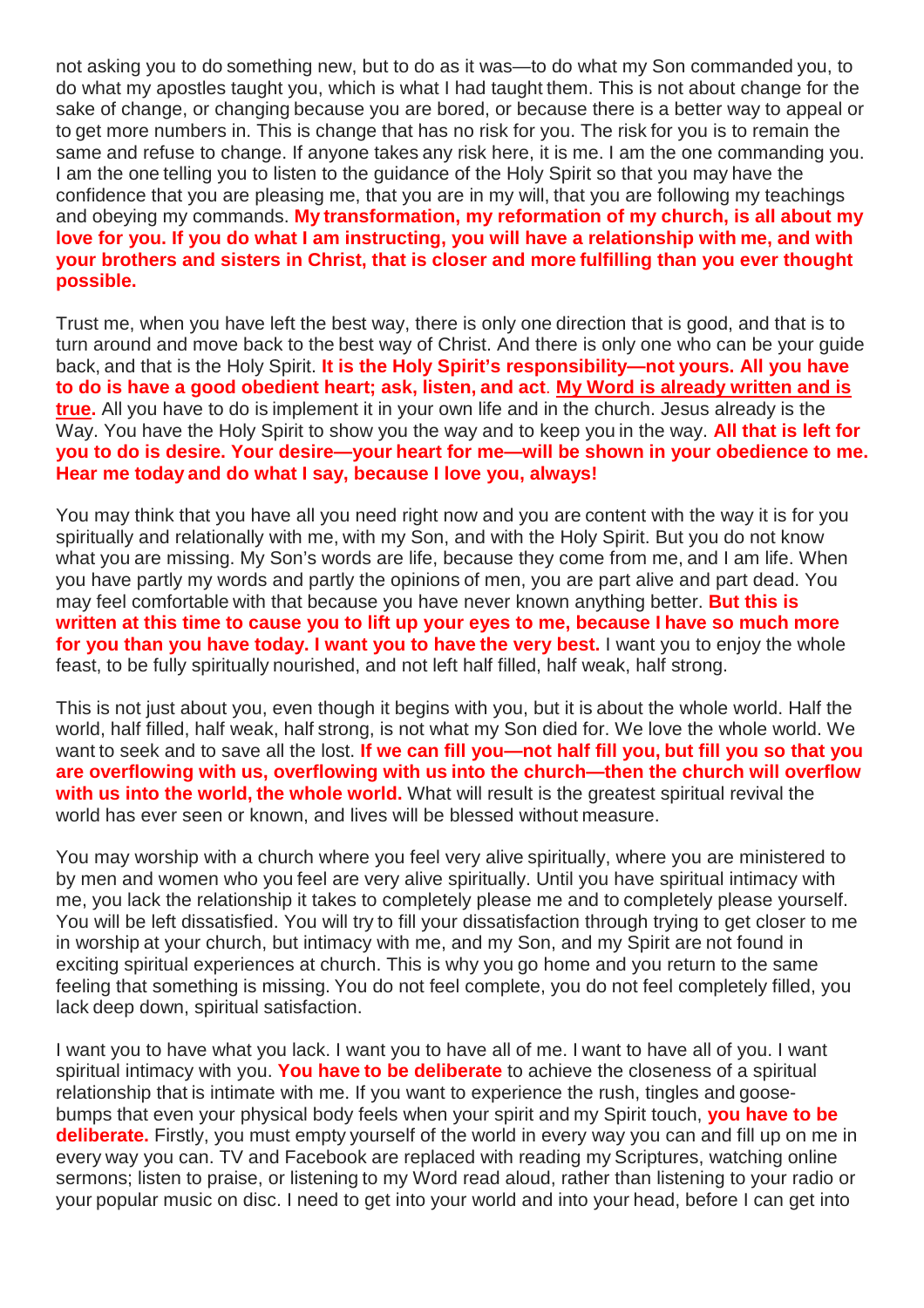not asking you to do something new, but to do as it was—to do what my Son commanded you, to do what my apostles taught you, which is what I had taught them. This is not about change for the sake of change, or changing because you are bored, or because there is a better way to appeal or to get more numbers in. This is change that has no risk for you. The risk for you is to remain the same and refuse to change. If anyone takes any risk here, it is me. I am the one commanding you. I am the one telling you to listen to the guidance of the Holy Spirit so that you may have the confidence that you are pleasing me, that you are in my will, that you are following my teachings and obeying my commands. **My transformation, my reformation of my church, is all about my love for you. If you do what I am instructing, you will have a relationship with me, and with your brothers and sisters in Christ, that is closer and more fulfilling than you ever thought possible.**

Trust me, when you have left the best way, there is only one direction that is good, and that is to turn around and move back to the best way of Christ. And there is only one who can be your guide back, and that is the Holy Spirit. **It is the Holy Spirit's responsibility—not yours. All you have to do is have a good obedient heart; ask, listen, and act**. **<u>My Word is already written and is true</u>.** All you have to do is implement it in your own life and in the church. Jesus already is the Way. You have the Holy Spirit to show you the way and to keep you in the way. **All that is left for you to do is desire. Your desire—your heart for me—will be shown in your obedience to me. Hear me today and do what I say, because I love you, always!**

You may think that you have all you need right now and you are content with the way it is for you spiritually and relationally with me, with my Son, and with the Holy Spirit. But you do not know what you are missing. My Son's words are life, because they come from me, and I am life. When you have partly my words and partly the opinions of men, you are part alive and part dead. You may feel comfortable with that because you have never known anything better. **But this is written at this time to cause you to lift up your eyes to me, because I have so much more for you than you have today. I want you to have the very best.** I want you to enjoy the whole feast, to be fully spiritually nourished, and not left half filled, half weak, half strong.

This is not just about you, even though it begins with you, but it is about the whole world. Half the world, half filled, half weak, half strong, is not what my Son died for. We love the whole world. We want to seek and to save all the lost. **If we can fill you—not half fill you, but fill you so that you are overflowing with us, overflowing with us into the church—then the church will overflow with us into the world, the whole world.** What will result is the greatest spiritual revival the world has ever seen or known, and lives will be blessed without measure.

You may worship with a church where you feel very alive spiritually, where you are ministered to by men and women who you feel are very alive spiritually. Until you have spiritual intimacy with me, you lack the relationship it takes to completely please me and to completely please yourself. You will be left dissatisfied. You will try to fill your dissatisfaction through trying to get closer to me in worship at your church, but intimacy with me, and my Son, and my Spirit are not found in exciting spiritual experiences at church. This is why you go home and you return to the same feeling that something is missing. You do not feel complete, you do not feel completely filled, you lack deep down, spiritual satisfaction.

I want you to have what you lack. I want you to have all of me. I want to have all of you. I want spiritual intimacy with you. **You have to be deliberate** to achieve the closeness of a spiritual relationship that is intimate with me. If you want to experience the rush, tingles and goose-bumps that even your physical body feels when your spirit and my Spirit touch, **you have to be deliberate.** Firstly, you must empty yourself of the world in every way you can and fill up on me in every way you can. TV and Facebook are replaced with reading my Scriptures, watching online sermons; listen to praise, or listening to my Word read aloud, rather than listening to your radio or your popular music on disc. I need to get into your world and into your head, before I can get into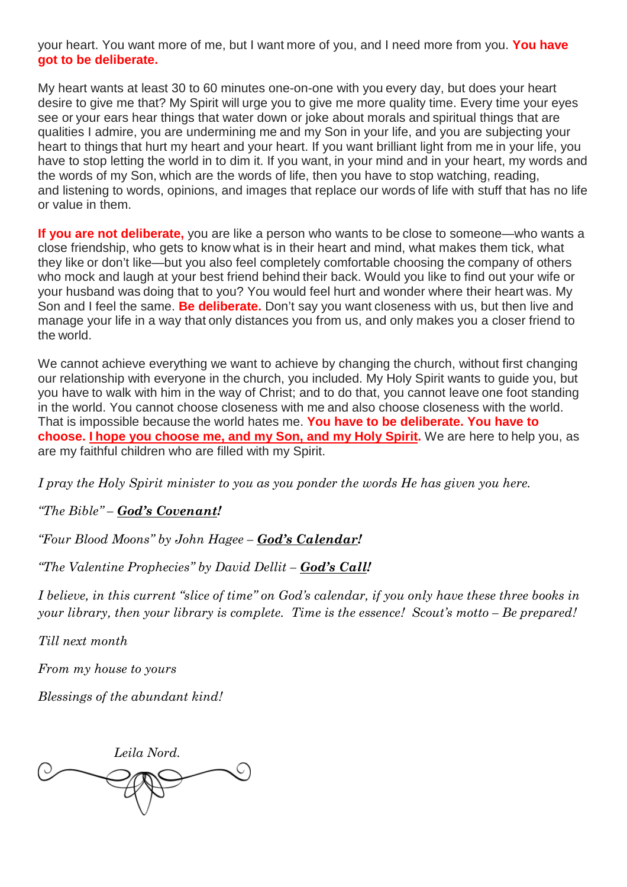your heart. You want more of me, but I want more of you, and I need more from you. **You have got to be deliberate.**

My heart wants at least 30 to 60 minutes one-on-one with you every day, but does your heart desire to give me that? My Spirit will urge you to give me more quality time. Every time your eyes see or your ears hear things that water down or joke about morals and spiritual things that are qualities I admire, you are undermining me and my Son in your life, and you are subjecting your heart to things that hurt my heart and your heart. If you want brilliant light from me in your life, you have to stop letting the world in to dim it. If you want, in your mind and in your heart, my words and the words of my Son, which are the words of life, then you have to stop watching, reading, and listening to words, opinions, and images that replace our words of life with stuff that has no life or value in them.

**If you are not deliberate,** you are like a person who wants to be close to someone—who wants a close friendship, who gets to know what is in their heart and mind, what makes them tick, what they like or don't like—but you also feel completely comfortable choosing the company of others who mock and laugh at your best friend behind their back. Would you like to find out your wife or your husband was doing that to you? You would feel hurt and wonder where their heart was. My Son and I feel the same. **Be deliberate.** Don't say you want closeness with us, but then live and manage your life in a way that only distances you from us, and only makes you a closer friend to the world.

We cannot achieve everything we want to achieve by changing the church, without first changing our relationship with everyone in the church, you included. My Holy Spirit wants to guide you, but you have to walk with him in the way of Christ; and to do that, you cannot leave one foot standing in the world. You cannot choose closeness with me and also choose closeness with the world. That is impossible because the world hates me. **You have to be deliberate. You have to choose. <u>I hope you choose me, and my Son, and my Holy Spirit</u>.** We are here to help you, as are my faithful children who are filled with my Spirit.

*I pray the Holy Spirit minister to you as you ponder the words He has given you here.*

*"The Bible" –* ***<u>God's Covenant</u>!***

*"Four Blood Moons" by John Hagee –* ***<u>God's Calendar</u>!***

*"The Valentine Prophecies" by David Dellit –* ***<u>God's Call</u>!***

*I believe, in this current "slice of time" on God's calendar, if you only have these three books in your library, then your library is complete. Time is the essence! Scout's motto – Be prepared!*

*Till next month*

*From my house to yours*

*Blessings of the abundant kind!*

*Leila Nord.*